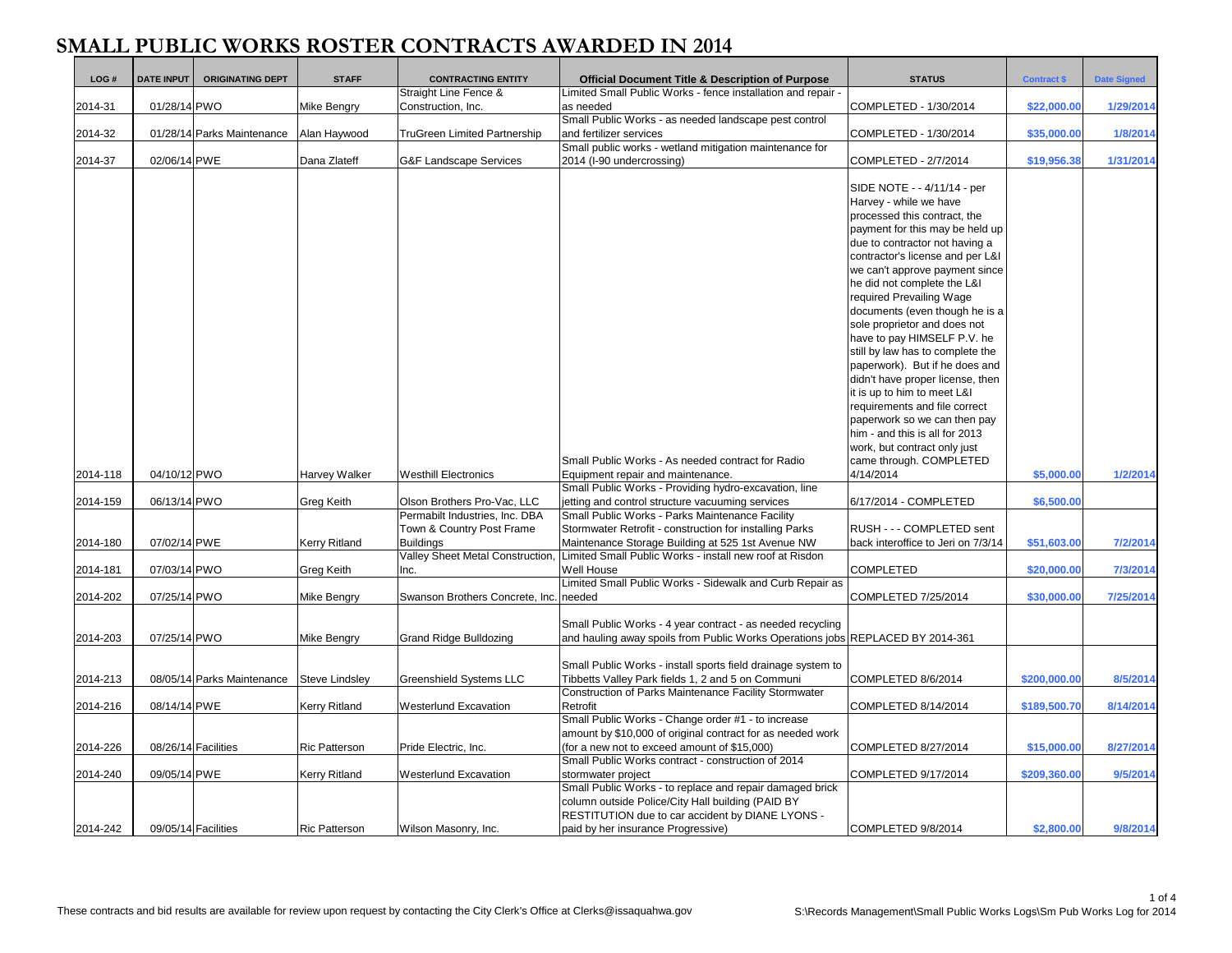# SMALL PUBLIC WORKS ROSTER CONTRACTS AWARDED IN 2014

| LOG # | DATE INPUT | ORIGINATING DEPT | STAFF | CONTRACTING ENTITY | Official Document Title & Description of Purpose | STATUS | Contract $ | Date Signed |
|---|---|---|---|---|---|---|---|---|
| 2014-31 | 01/28/14 | PWO | Mike Bengry | Straight Line Fence & Construction, Inc. | Limited Small Public Works - fence installation and repair - as needed | COMPLETED - 1/30/2014 | $22,000.00 | 1/29/2014 |
| 2014-32 | 01/28/14 | Parks Maintenance | Alan Haywood | TruGreen Limited Partnership | Small Public Works - as needed landscape pest control and fertilizer services | COMPLETED - 1/30/2014 | $35,000.00 | 1/8/2014 |
| 2014-37 | 02/06/14 | PWE | Dana Zlateff | G&F Landscape Services | Small public works - wetland mitigation maintenance for 2014 (I-90 undercrossing) | COMPLETED - 2/7/2014 | $19,956.38 | 1/31/2014 |
| 2014-118 | 04/10/12 | PWO | Harvey Walker | Westhill Electronics | Small Public Works - As needed contract for Radio Equipment repair and maintenance. | SIDE NOTE - - 4/11/14 - per Harvey - while we have processed this contract, the payment for this may be held up due to contractor not having a contractor's license and per L&I we can't approve payment since he did not complete the L&I required Prevailing Wage documents (even though he is a sole proprietor and does not have to pay HIMSELF P.V. he still by law has to complete the paperwork). But if he does and didn't have proper license, then it is up to him to meet L&I requirements and file correct paperwork so we can then pay him - and this is all for 2013 work, but contract only just came through. COMPLETED 4/14/2014 | $5,000.00 | 1/2/2014 |
| 2014-159 | 06/13/14 | PWO | Greg Keith | Olson Brothers Pro-Vac, LLC | Small Public Works - Providing hydro-excavation, line jetting and control structure vacuuming services | 6/17/2014 - COMPLETED | $6,500.00 | |
| 2014-180 | 07/02/14 | PWE | Kerry Ritland | Permabilt Industries, Inc. DBA Town & Country Post Frame Buildings | Small Public Works - Parks Maintenance Facility Stormwater Retrofit - construction for installing Parks Maintenance Storage Building at 525 1st Avenue NW | RUSH - - - COMPLETED sent back interoffice to Jeri on 7/3/14 | $51,603.00 | 7/2/2014 |
| 2014-181 | 07/03/14 | PWO | Greg Keith | Valley Sheet Metal Construction, Inc. | Limited Small Public Works - install new roof at Risdon Well House | COMPLETED | $20,000.00 | 7/3/2014 |
| 2014-202 | 07/25/14 | PWO | Mike Bengry | Swanson Brothers Concrete, Inc. | Limited Small Public Works - Sidewalk and Curb Repair as needed | COMPLETED 7/25/2014 | $30,000.00 | 7/25/2014 |
| 2014-203 | 07/25/14 | PWO | Mike Bengry | Grand Ridge Bulldozing | Small Public Works - 4 year contract - as needed recycling and hauling away spoils from Public Works Operations jobs | REPLACED BY 2014-361 | | |
| 2014-213 | 08/05/14 | Parks Maintenance | Steve Lindsley | Greenshield Systems LLC | Small Public Works - install sports field drainage system to Tibbetts Valley Park fields 1, 2 and 5 on Communi | COMPLETED 8/6/2014 | $200,000.00 | 8/5/2014 |
| 2014-216 | 08/14/14 | PWE | Kerry Ritland | Westerlund Excavation | Construction of Parks Maintenance Facility Stormwater Retrofit | COMPLETED 8/14/2014 | $189,500.70 | 8/14/2014 |
| 2014-226 | 08/26/14 | Facilities | Ric Patterson | Pride Electric, Inc. | Small Public Works - Change order #1 - to increase amount by $10,000 of original contract for as needed work (for a new not to exceed amount of $15,000) | COMPLETED 8/27/2014 | $15,000.00 | 8/27/2014 |
| 2014-240 | 09/05/14 | PWE | Kerry Ritland | Westerlund Excavation | Small Public Works contract - construction of 2014 stormwater project | COMPLETED 9/17/2014 | $209,360.00 | 9/5/2014 |
| 2014-242 | 09/05/14 | Facilities | Ric Patterson | Wilson Masonry, Inc. | Small Public Works - to replace and repair damaged brick column outside Police/City Hall building (PAID BY RESTITUTION due to car accident by DIANE LYONS - paid by her insurance Progressive) | COMPLETED 9/8/2014 | $2,800.00 | 9/8/2014 |

These contracts and bid results are available for review upon request by contacting the City Clerk's Office at Clerks@issaquahwa.gov

S:\Records Management\Small Public Works Logs\Sm Pub Works Log for 2014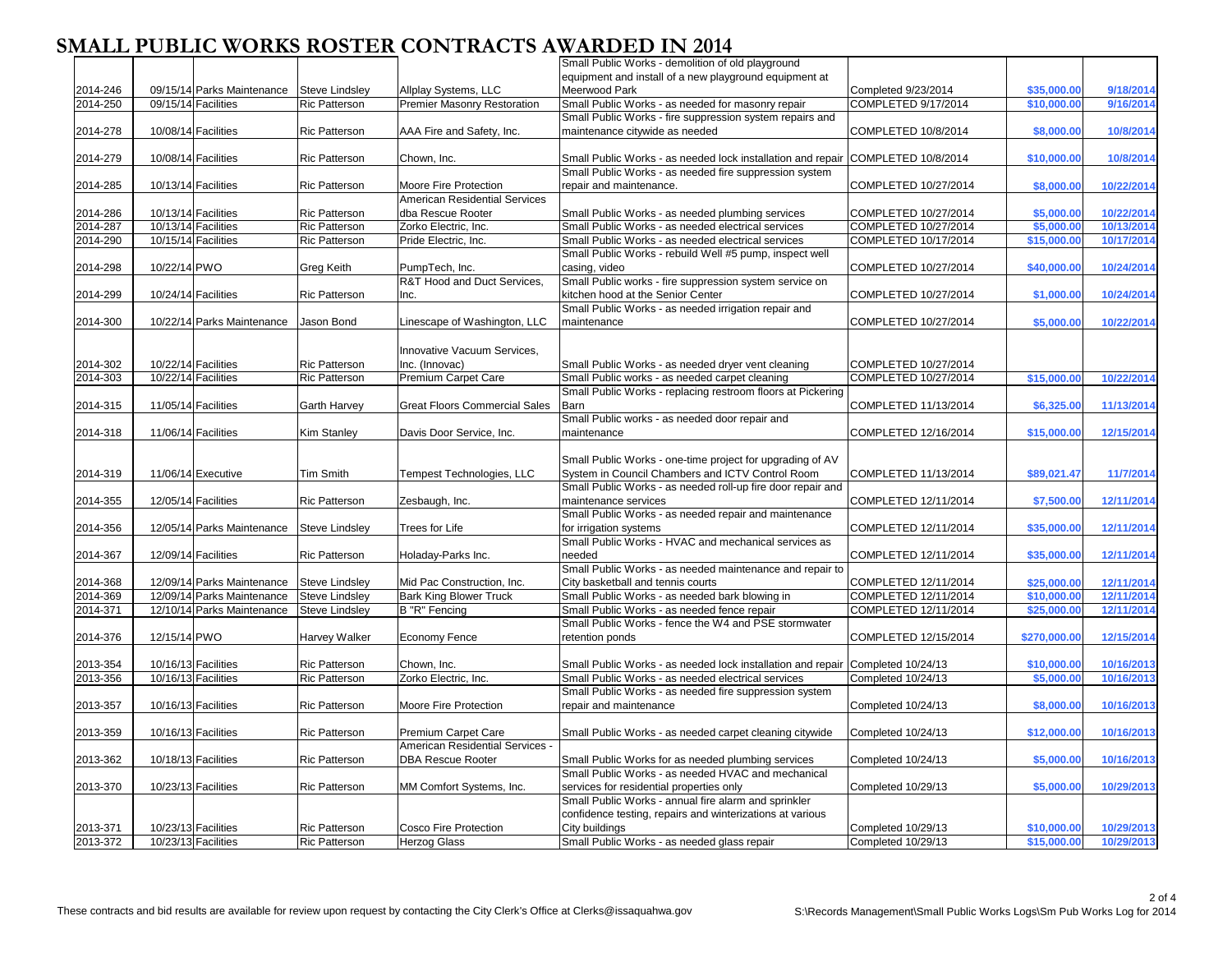# SMALL PUBLIC WORKS ROSTER CONTRACTS AWARDED IN 2014

| | | | | | | | | |
|---|---|---|---|---|---|---|---|---|
| 2014-246 | 09/15/14 | Parks Maintenance | Steve Lindsley | Allplay Systems, LLC | Small Public Works - demolition of old playground equipment and install of a new playground equipment at Meerwood Park | Completed 9/23/2014 | $35,000.00 | 9/18/2014 |
| 2014-250 | 09/15/14 | Facilities | Ric Patterson | Premier Masonry Restoration | Small Public Works - as needed for masonry repair | COMPLETED 9/17/2014 | $10,000.00 | 9/16/2014 |
| 2014-278 | 10/08/14 | Facilities | Ric Patterson | AAA Fire and Safety, Inc. | Small Public Works - fire suppression system repairs and maintenance citywide as needed | COMPLETED 10/8/2014 | $8,000.00 | 10/8/2014 |
| 2014-279 | 10/08/14 | Facilities | Ric Patterson | Chown, Inc. | Small Public Works - as needed lock installation and repair | COMPLETED 10/8/2014 | $10,000.00 | 10/8/2014 |
| 2014-285 | 10/13/14 | Facilities | Ric Patterson | Moore Fire Protection | Small Public Works - as needed fire suppression system repair and maintenance. | COMPLETED 10/27/2014 | $8,000.00 | 10/22/2014 |
| 2014-286 | 10/13/14 | Facilities | Ric Patterson | American Residential Services dba Rescue Rooter | Small Public Works - as needed plumbing services | COMPLETED 10/27/2014 | $5,000.00 | 10/22/2014 |
| 2014-287 | 10/13/14 | Facilities | Ric Patterson | Zorko Electric, Inc. | Small Public Works - as needed electrical services | COMPLETED 10/27/2014 | $5,000.00 | 10/13/2014 |
| 2014-290 | 10/15/14 | Facilities | Ric Patterson | Pride Electric, Inc. | Small Public Works - as needed electrical services | COMPLETED 10/17/2014 | $15,000.00 | 10/17/2014 |
| 2014-298 | 10/22/14 | PWO | Greg Keith | PumpTech, Inc. | Small Public Works - rebuild Well #5 pump, inspect well casing, video | COMPLETED 10/27/2014 | $40,000.00 | 10/24/2014 |
| 2014-299 | 10/24/14 | Facilities | Ric Patterson | R&T Hood and Duct Services, Inc. | Small Public works - fire suppression system service on kitchen hood at the Senior Center | COMPLETED 10/27/2014 | $1,000.00 | 10/24/2014 |
| 2014-300 | 10/22/14 | Parks Maintenance | Jason Bond | Linescape of Washington, LLC | Small Public Works - as needed irrigation repair and maintenance | COMPLETED 10/27/2014 | $5,000.00 | 10/22/2014 |
| 2014-302 | 10/22/14 | Facilities | Ric Patterson | Innovative Vacuum Services, Inc. (Innovac) | Small Public Works - as needed dryer vent cleaning | COMPLETED 10/27/2014 | | |
| 2014-303 | 10/22/14 | Facilities | Ric Patterson | Premium Carpet Care | Small Public works - as needed carpet cleaning | COMPLETED 10/27/2014 | $15,000.00 | 10/22/2014 |
| 2014-315 | 11/05/14 | Facilities | Garth Harvey | Great Floors Commercial Sales | Small Public Works - replacing restroom floors at Pickering Barn | COMPLETED 11/13/2014 | $6,325.00 | 11/13/2014 |
| 2014-318 | 11/06/14 | Facilities | Kim Stanley | Davis Door Service, Inc. | Small Public works - as needed door repair and maintenance | COMPLETED 12/16/2014 | $15,000.00 | 12/15/2014 |
| 2014-319 | 11/06/14 | Executive | Tim Smith | Tempest Technologies, LLC | Small Public Works - one-time project for upgrading of AV System in Council Chambers and ICTV Control Room | COMPLETED 11/13/2014 | $89,021.47 | 11/7/2014 |
| 2014-355 | 12/05/14 | Facilities | Ric Patterson | Zesbaugh, Inc. | Small Public Works - as needed roll-up fire door repair and maintenance services | COMPLETED 12/11/2014 | $7,500.00 | 12/11/2014 |
| 2014-356 | 12/05/14 | Parks Maintenance | Steve Lindsley | Trees for Life | Small Public Works - as needed repair and maintenance for irrigation systems | COMPLETED 12/11/2014 | $35,000.00 | 12/11/2014 |
| 2014-367 | 12/09/14 | Facilities | Ric Patterson | Holaday-Parks Inc. | Small Public Works - HVAC and mechanical services as needed | COMPLETED 12/11/2014 | $35,000.00 | 12/11/2014 |
| 2014-368 | 12/09/14 | Parks Maintenance | Steve Lindsley | Mid Pac Construction, Inc. | Small Public Works - as needed maintenance and repair to City basketball and tennis courts | COMPLETED 12/11/2014 | $25,000.00 | 12/11/2014 |
| 2014-369 | 12/09/14 | Parks Maintenance | Steve Lindsley | Bark King Blower Truck | Small Public Works - as needed bark blowing in | COMPLETED 12/11/2014 | $10,000.00 | 12/11/2014 |
| 2014-371 | 12/10/14 | Parks Maintenance | Steve Lindsley | B "R" Fencing | Small Public Works - as needed fence repair | COMPLETED 12/11/2014 | $25,000.00 | 12/11/2014 |
| 2014-376 | 12/15/14 | PWO | Harvey Walker | Economy Fence | Small Public Works - fence the W4 and PSE stormwater retention ponds | COMPLETED 12/15/2014 | $270,000.00 | 12/15/2014 |
| 2013-354 | 10/16/13 | Facilities | Ric Patterson | Chown, Inc. | Small Public Works - as needed lock installation and repair | Completed 10/24/13 | $10,000.00 | 10/16/2013 |
| 2013-356 | 10/16/13 | Facilities | Ric Patterson | Zorko Electric, Inc. | Small Public Works - as needed electrical services | Completed 10/24/13 | $5,000.00 | 10/16/2013 |
| 2013-357 | 10/16/13 | Facilities | Ric Patterson | Moore Fire Protection | Small Public Works - as needed fire suppression system repair and maintenance | Completed 10/24/13 | $8,000.00 | 10/16/2013 |
| 2013-359 | 10/16/13 | Facilities | Ric Patterson | Premium Carpet Care | Small Public Works - as needed carpet cleaning citywide | Completed 10/24/13 | $12,000.00 | 10/16/2013 |
| 2013-362 | 10/18/13 | Facilities | Ric Patterson | American Residential Services - DBA Rescue Rooter | Small Public Works for as needed plumbing services | Completed 10/24/13 | $5,000.00 | 10/16/2013 |
| 2013-370 | 10/23/13 | Facilities | Ric Patterson | MM Comfort Systems, Inc. | Small Public Works - as needed HVAC and mechanical services for residential properties only | Completed 10/29/13 | $5,000.00 | 10/29/2013 |
| 2013-371 | 10/23/13 | Facilities | Ric Patterson | Cosco Fire Protection | Small Public Works - annual fire alarm and sprinkler confidence testing, repairs and winterizations at various City buildings | Completed 10/29/13 | $10,000.00 | 10/29/2013 |
| 2013-372 | 10/23/13 | Facilities | Ric Patterson | Herzog Glass | Small Public Works - as needed glass repair | Completed 10/29/13 | $15,000.00 | 10/29/2013 |

These contracts and bid results are available for review upon request by contacting the City Clerk's Office at Clerks@issaquahwa.gov

S:\Records Management\Small Public Works Logs\Sm Pub Works Log for 2014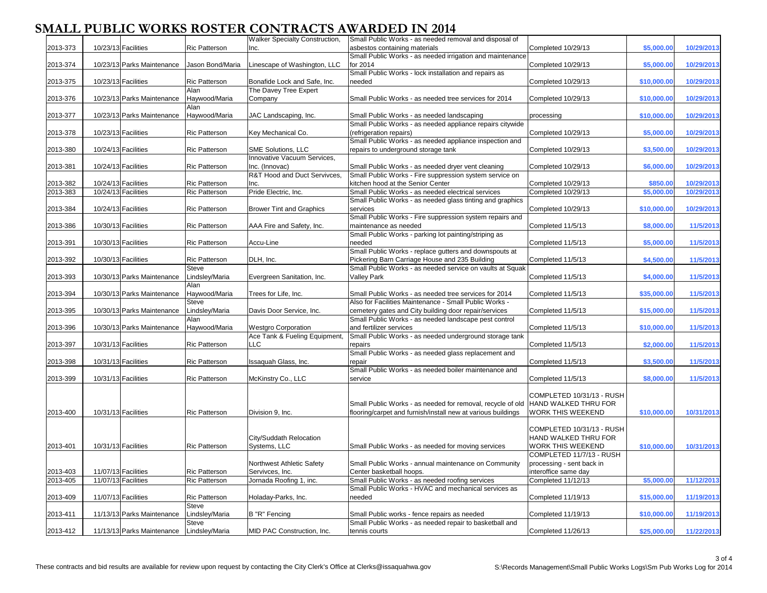# SMALL PUBLIC WORKS ROSTER CONTRACTS AWARDED IN 2014

| | | | | | | | | |
|---|---|---|---|---|---|---|---|---|
| 2013-373 | 10/23/13 | Facilities | Ric Patterson | Walker Specialty Construction, Inc. | Small Public Works - as needed removal and disposal of asbestos containing materials | Completed 10/29/13 | $5,000.00 | 10/29/2013 |
| 2013-374 | 10/23/13 | Parks Maintenance | Jason Bond/Maria | Linescape of Washington, LLC | Small Public Works - as needed irrigation and maintenance for 2014 | Completed 10/29/13 | $5,000.00 | 10/29/2013 |
| 2013-375 | 10/23/13 | Facilities | Ric Patterson | Bonafide Lock and Safe, Inc. | Small Public Works - lock installation and repairs as needed | Completed 10/29/13 | $10,000.00 | 10/29/2013 |
| 2013-376 | 10/23/13 | Parks Maintenance | Alan Haywood/Maria | The Davey Tree Expert Company | Small Public Works - as needed tree services for 2014 | Completed 10/29/13 | $10,000.00 | 10/29/2013 |
| 2013-377 | 10/23/13 | Parks Maintenance | Alan Haywood/Maria | JAC Landscaping, Inc. | Small Public Works - as needed landscaping | processing | $10,000.00 | 10/29/2013 |
| 2013-378 | 10/23/13 | Facilities | Ric Patterson | Key Mechanical Co. | Small Public Works - as needed appliance repairs citywide (refrigeration repairs) | Completed 10/29/13 | $5,000.00 | 10/29/2013 |
| 2013-380 | 10/24/13 | Facilities | Ric Patterson | SME Solutions, LLC | Small Public Works - as needed appliance inspection and repairs to underground storage tank | Completed 10/29/13 | $3,500.00 | 10/29/2013 |
| 2013-381 | 10/24/13 | Facilities | Ric Patterson | Innovative Vacuum Services, Inc. (Innovac) | Small Public Works - as needed dryer vent cleaning | Completed 10/29/13 | $6,000.00 | 10/29/2013 |
| 2013-382 | 10/24/13 | Facilities | Ric Patterson | R&T Hood and Duct Servivces, Inc. | Small Public Works - Fire suppression system service on kitchen hood at the Senior Center | Completed 10/29/13 | $850.00 | 10/29/2013 |
| 2013-383 | 10/24/13 | Facilities | Ric Patterson | Pride Electric, Inc. | Small Public Works - as needed electrical services | Completed 10/29/13 | $5,000.00 | 10/29/2013 |
| 2013-384 | 10/24/13 | Facilities | Ric Patterson | Brower Tint and Graphics | Small Public Works - as needed glass tinting and graphics services | Completed 10/29/13 | $10,000.00 | 10/29/2013 |
| 2013-386 | 10/30/13 | Facilities | Ric Patterson | AAA Fire and Safety, Inc. | Small Public Works - Fire suppression system repairs and maintenance as needed | Completed 11/5/13 | $8,000.00 | 11/5/2013 |
| 2013-391 | 10/30/13 | Facilities | Ric Patterson | Accu-Line | Small Public Works - parking lot painting/striping as needed | Completed 11/5/13 | $5,000.00 | 11/5/2013 |
| 2013-392 | 10/30/13 | Facilities | Ric Patterson | DLH, Inc. | Small Public Works - replace gutters and downspouts at Pickering Barn Carriage House and 235 Building | Completed 11/5/13 | $4,500.00 | 11/5/2013 |
| 2013-393 | 10/30/13 | Parks Maintenance | Steve Lindsley/Maria | Evergreen Sanitation, Inc. | Small Public Works - as needed service on vaults at Squak Valley Park | Completed 11/5/13 | $4,000.00 | 11/5/2013 |
| 2013-394 | 10/30/13 | Parks Maintenance | Alan Haywood/Maria | Trees for Life, Inc. | Small Public Works - as needed tree services for 2014 | Completed 11/5/13 | $35,000.00 | 11/5/2013 |
| 2013-395 | 10/30/13 | Parks Maintenance | Steve Lindsley/Maria | Davis Door Service, Inc. | Also for Facilities Maintenance - Small Public Works - cemetery gates and City building door repair/services | Completed 11/5/13 | $15,000.00 | 11/5/2013 |
| 2013-396 | 10/30/13 | Parks Maintenance | Alan Haywood/Maria | Westgro Corporation | Small Public Works - as needed landscape pest control and fertilizer services | Completed 11/5/13 | $10,000.00 | 11/5/2013 |
| 2013-397 | 10/31/13 | Facilities | Ric Patterson | Ace Tank & Fueling Equipment, LLC | Small Public Works - as needed underground storage tank repairs | Completed 11/5/13 | $2,000.00 | 11/5/2013 |
| 2013-398 | 10/31/13 | Facilities | Ric Patterson | Issaquah Glass, Inc. | Small Public Works - as needed glass replacement and repair | Completed 11/5/13 | $3,500.00 | 11/5/2013 |
| 2013-399 | 10/31/13 | Facilities | Ric Patterson | McKinstry Co., LLC | Small Public Works - as needed boiler maintenance and service | Completed 11/5/13 | $8,000.00 | 11/5/2013 |
| 2013-400 | 10/31/13 | Facilities | Ric Patterson | Division 9, Inc. | Small Public Works - as needed for removal, recycle of old flooring/carpet and furnish/install new at various buildings | COMPLETED 10/31/13 - RUSH HAND WALKED THRU FOR WORK THIS WEEKEND | $10,000.00 | 10/31/2013 |
| 2013-401 | 10/31/13 | Facilities | Ric Patterson | City/Suddath Relocation Systems, LLC | Small Public Works - as needed for moving services | COMPLETED 10/31/13 - RUSH HAND WALKED THRU FOR WORK THIS WEEKEND | $10,000.00 | 10/31/2013 |
| 2013-403 | 11/07/13 | Facilities | Ric Patterson | Northwest Athletic Safety Servivces, Inc. | Small Public Works - annual maintenance on Community Center basketball hoops. | COMPLETED 11/7/13 - RUSH processing - sent back in interoffice same day | | |
| 2013-405 | 11/07/13 | Facilities | Ric Patterson | Jornada Roofing 1, inc. | Small Public Works - as needed roofing services | Completed 11/12/13 | $5,000.00 | 11/12/2013 |
| 2013-409 | 11/07/13 | Facilities | Ric Patterson | Holaday-Parks, Inc. | Small Public Works - HVAC and mechanical services as needed | Completed 11/19/13 | $15,000.00 | 11/19/2013 |
| 2013-411 | 11/13/13 | Parks Maintenance | Steve Lindsley/Maria | B "R" Fencing | Small Public works - fence repairs as needed | Completed 11/19/13 | $10,000.00 | 11/19/2013 |
| 2013-412 | 11/13/13 | Parks Maintenance | Steve Lindsley/Maria | MID PAC Construction, Inc. | Small Public Works - as needed repair to basketball and tennis courts | Completed 11/26/13 | $25,000.00 | 11/22/2013 |

These contracts and bid results are available for review upon request by contacting the City Clerk's Office at Clerks@issaquahwa.gov

S:\Records Management\Small Public Works Logs\Sm Pub Works Log for 2014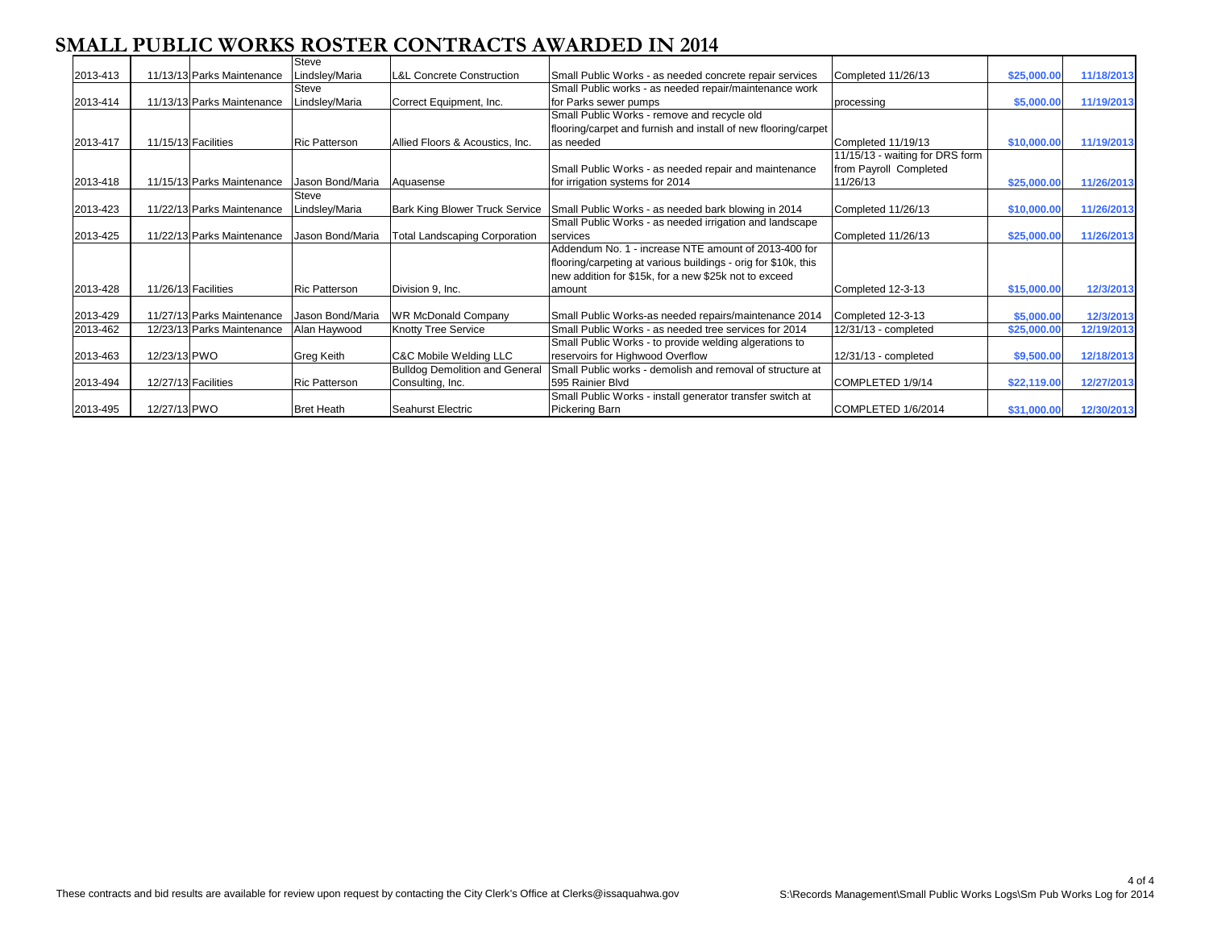# SMALL PUBLIC WORKS ROSTER CONTRACTS AWARDED IN 2014

| | | | | | | | | |
|---|---|---|---|---|---|---|---|---|
| 2013-413 | 11/13/13 | Parks Maintenance | Steve Lindsley/Maria | L&L Concrete Construction | Small Public Works - as needed concrete repair services | Completed 11/26/13 | $25,000.00 | 11/18/2013 |
| 2013-414 | 11/13/13 | Parks Maintenance | Steve Lindsley/Maria | Correct Equipment, Inc. | Small Public works - as needed repair/maintenance work for Parks sewer pumps | processing | $5,000.00 | 11/19/2013 |
| 2013-417 | 11/15/13 | Facilities | Ric Patterson | Allied Floors & Acoustics, Inc. | Small Public Works - remove and recycle old flooring/carpet and furnish and install of new flooring/carpet as needed | Completed 11/19/13 | $10,000.00 | 11/19/2013 |
| 2013-418 | 11/15/13 | Parks Maintenance | Jason Bond/Maria | Aquasense | Small Public Works - as needed repair and maintenance for irrigation systems for 2014 | 11/15/13 - waiting for DRS form from Payroll Completed 11/26/13 | $25,000.00 | 11/26/2013 |
| 2013-423 | 11/22/13 | Parks Maintenance | Steve Lindsley/Maria | Bark King Blower Truck Service | Small Public Works - as needed bark blowing in 2014 | Completed 11/26/13 | $10,000.00 | 11/26/2013 |
| 2013-425 | 11/22/13 | Parks Maintenance | Jason Bond/Maria | Total Landscaping Corporation | Small Public Works - as needed irrigation and landscape services | Completed 11/26/13 | $25,000.00 | 11/26/2013 |
| 2013-428 | 11/26/13 | Facilities | Ric Patterson | Division 9, Inc. | Addendum No. 1 - increase NTE amount of 2013-400 for flooring/carpeting at various buildings - orig for $10k, this new addition for $15k, for a new $25k not to exceed amount | Completed 12-3-13 | $15,000.00 | 12/3/2013 |
| 2013-429 | 11/27/13 | Parks Maintenance | Jason Bond/Maria | WR McDonald Company | Small Public Works-as needed repairs/maintenance 2014 | Completed 12-3-13 | $5,000.00 | 12/3/2013 |
| 2013-462 | 12/23/13 | Parks Maintenance | Alan Haywood | Knotty Tree Service | Small Public Works - as needed tree services for 2014 | 12/31/13 - completed | $25,000.00 | 12/19/2013 |
| 2013-463 | 12/23/13 | PWO | Greg Keith | C&C Mobile Welding LLC | Small Public Works - to provide welding algerations to reservoirs for Highwood Overflow | 12/31/13 - completed | $9,500.00 | 12/18/2013 |
| 2013-494 | 12/27/13 | Facilities | Ric Patterson | Bulldog Demolition and General Consulting, Inc. | Small Public works - demolish and removal of structure at 595 Rainier Blvd | COMPLETED 1/9/14 | $22,119.00 | 12/27/2013 |
| 2013-495 | 12/27/13 | PWO | Bret Heath | Seahurst Electric | Small Public Works - install generator transfer switch at Pickering Barn | COMPLETED 1/6/2014 | $31,000.00 | 12/30/2013 |

These contracts and bid results are available for review upon request by contacting the City Clerk's Office at Clerks@issaquahwa.gov

S:\Records Management\Small Public Works Logs\Sm Pub Works Log for 2014